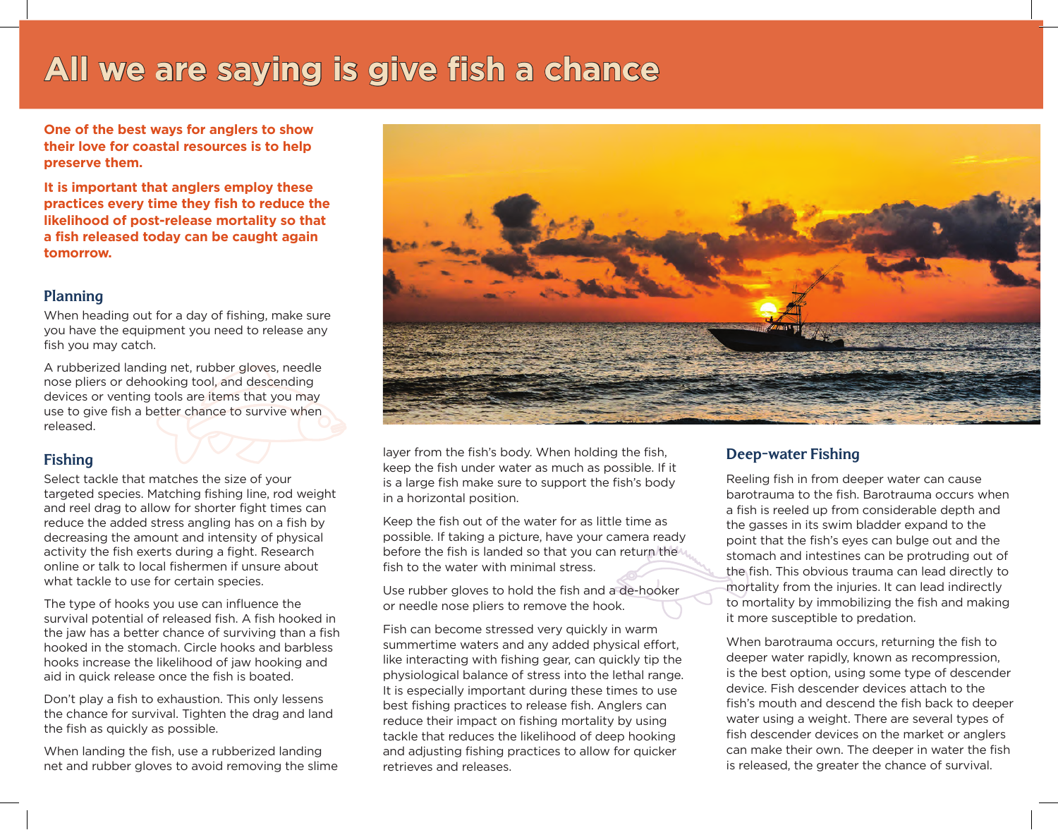# All we are saying is give fish a chance

**One of the best ways for anglers to show their love for coastal resources is to help preserve them.**

**It is important that anglers employ these practices every time they fish to reduce the likelihood of post-release mortality so that a fish released today can be caught again tomorrow.**

## Planning

When heading out for a day of fishing, make sure you have the equipment you need to release any fish you may catch.

A rubberized landing net, rubber gloves, needle nose pliers or dehooking tool, and descending devices or venting tools are items that you may use to give fish a better chance to survive when released.

## Fishing

Select tackle that matches the size of your targeted species. Matching fishing line, rod weight and reel drag to allow for shorter fight times can reduce the added stress angling has on a fish by decreasing the amount and intensity of physical activity the fish exerts during a fight. Research online or talk to local fishermen if unsure about what tackle to use for certain species.

The type of hooks you use can influence the survival potential of released fish. A fish hooked in the jaw has a better chance of surviving than a fish hooked in the stomach. Circle hooks and barbless hooks increase the likelihood of jaw hooking and aid in quick release once the fish is boated.

Don't play a fish to exhaustion. This only lessens the chance for survival. Tighten the drag and land the fish as quickly as possible.

When landing the fish, use a rubberized landing net and rubber gloves to avoid removing the slime layer from the fish's body. When holding the fish, keep the fish under water as much as possible. If it is a large fish make sure to support the fish's body in a horizontal position.

Keep the fish out of the water for as little time as possible. If taking a picture, have your camera ready before the fish is landed so that you can return the fish to the water with minimal stress.

Use rubber gloves to hold the fish and a de-hooker or needle nose pliers to remove the hook.

Fish can become stressed very quickly in warm summertime waters and any added physical effort, like interacting with fishing gear, can quickly tip the physiological balance of stress into the lethal range. It is especially important during these times to use best fishing practices to release fish. Anglers can reduce their impact on fishing mortality by using tackle that reduces the likelihood of deep hooking and adjusting fishing practices to allow for quicker retrieves and releases.

## Deep-water Fishing

Reeling fish in from deeper water can cause barotrauma to the fish. Barotrauma occurs when a fish is reeled up from considerable depth and the gasses in its swim bladder expand to the point that the fish's eyes can bulge out and the stomach and intestines can be protruding out of the fish. This obvious trauma can lead directly to mortality from the injuries. It can lead indirectly to mortality by immobilizing the fish and making it more susceptible to predation.

When barotrauma occurs, returning the fish to deeper water rapidly, known as recompression, is the best option, using some type of descender device. Fish descender devices attach to the fish's mouth and descend the fish back to deeper water using a weight. There are several types of fish descender devices on the market or anglers can make their own. The deeper in water the fish is released, the greater the chance of survival.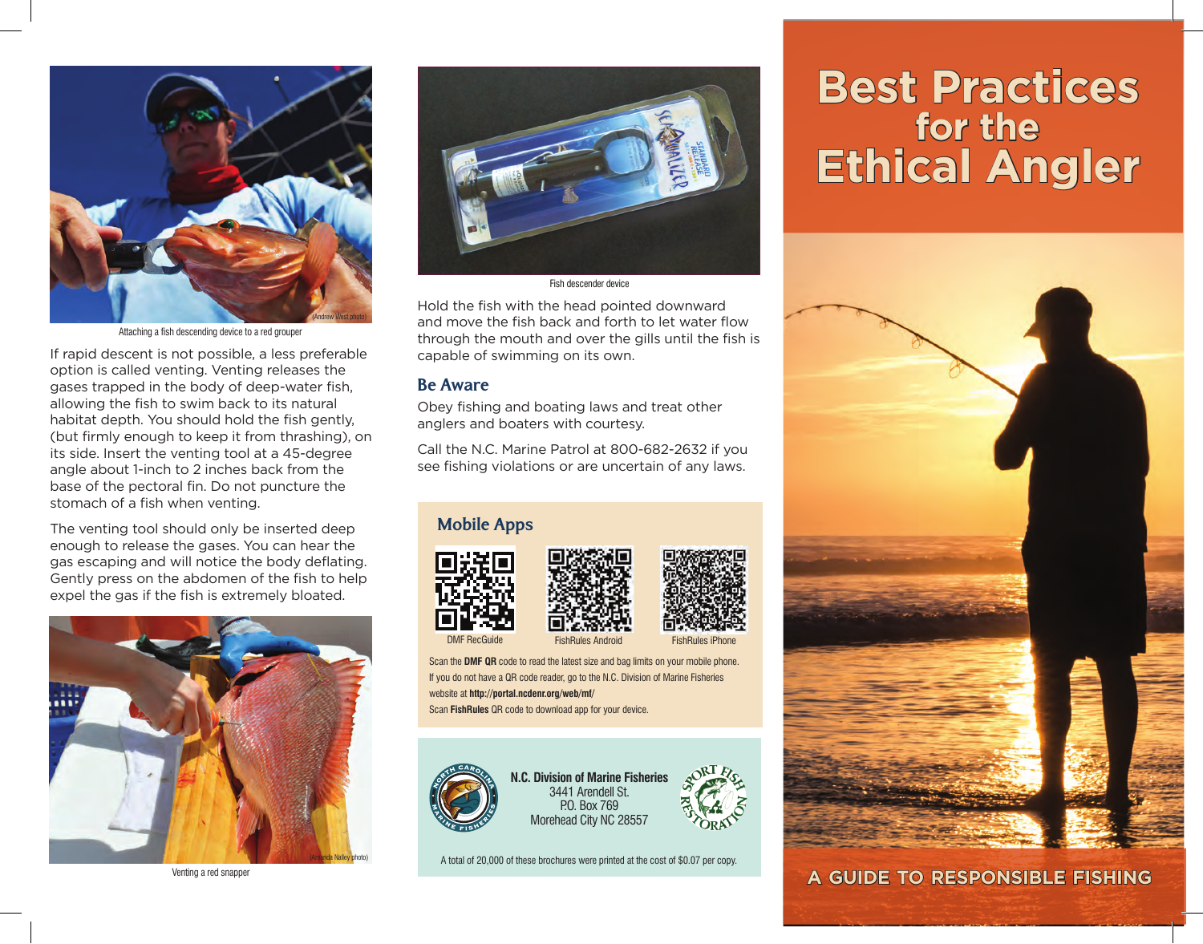Attaching a fish descending device to a red grouper

If rapid descent is not possible, a less preferable option is called venting. Venting releases the gases trapped in the body of deep-water fish, allowing the fish to swim back to its natural habitat depth. You should hold the fish gently, (but firmly enough to keep it from thrashing), on its side. Insert the venting tool at a 45-degree angle about 1-inch to 2 inches back from the base of the pectoral fin. Do not puncture the stomach of a fish when venting.

The venting tool should only be inserted deep enough to release the gases. You can hear the gas escaping and will notice the body deflating. Gently press on the abdomen of the fish to help expel the gas if the fish is extremely bloated.

Venting a red snapper

Fish descender device

Hold the fish with the head pointed downward and move the fish back and forth to let water flow through the mouth and over the gills until the fish is capable of swimming on its own.

## Be Aware

Obey fishing and boating laws and treat other anglers and boaters with courtesy.

Call the N.C. Marine Patrol at 800-682-2632 if you see fishing violations or are uncertain of any laws.

## Mobile Apps

DMF RecGuide | FishRules Android | FishRules iPhone

Scan the **DMF QR** code to read the latest size and bag limits on your mobile phone. If you do not have a QR code reader, go to the N.C. Division of Marine Fisheries website at **http://portal.ncdenr.org/web/mf/**

Scan **FishRules** QR code to download app for your device.

**N.C. Division of Marine Fisheries**
3441 Arendell St.
P.O. Box 769
Morehead City NC 28557

A total of 20,000 of these brochures were printed at the cost of $0.07 per copy.

# Best Practices for the Ethical Angler

A GUIDE TO RESPONSIBLE FISHING